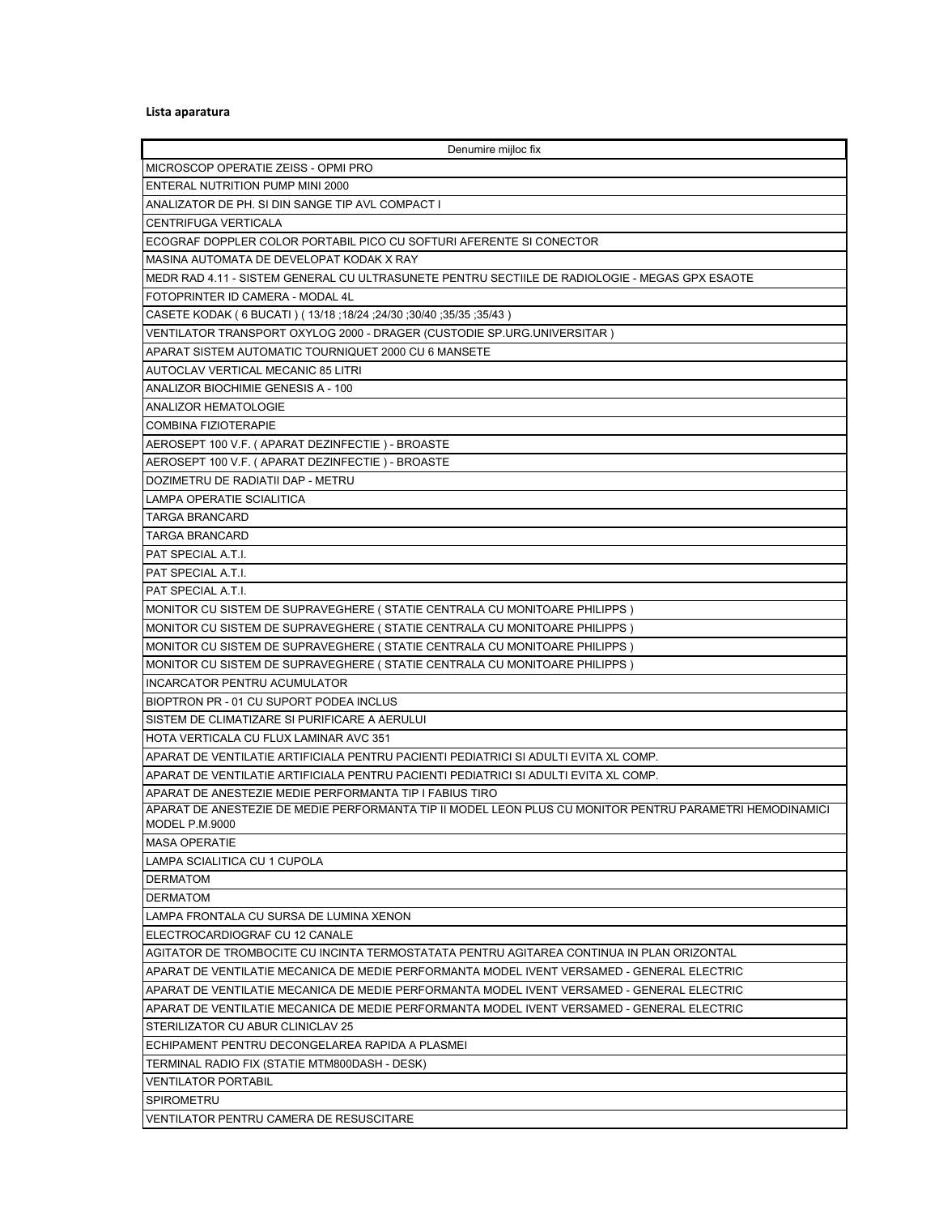**Lista aparatura**

| Denumire mijloc fix |
| --- |
| MICROSCOP OPERATIE ZEISS - OPMI PRO |
| ENTERAL NUTRITION PUMP MINI 2000 |
| ANALIZATOR DE PH. SI DIN SANGE TIP AVL COMPACT I |
| CENTRIFUGA VERTICALA |
| ECOGRAF DOPPLER COLOR PORTABIL PICO CU SOFTURI AFERENTE SI CONECTOR |
| MASINA AUTOMATA DE DEVELOPAT KODAK X RAY |
| MEDR RAD 4.11 - SISTEM GENERAL CU ULTRASUNETE PENTRU SECTIILE DE RADIOLOGIE - MEGAS GPX ESAOTE |
| FOTOPRINTER ID CAMERA - MODAL 4L |
| CASETE KODAK ( 6 BUCATI ) ( 13/18 ;18/24 ;24/30 ;30/40 ;35/35 ;35/43 ) |
| VENTILATOR TRANSPORT OXYLOG 2000 - DRAGER (CUSTODIE SP.URG.UNIVERSITAR ) |
| APARAT SISTEM AUTOMATIC TOURNIQUET 2000 CU 6 MANSETE |
| AUTOCLAV VERTICAL MECANIC 85 LITRI |
| ANALIZOR BIOCHIMIE GENESIS A - 100 |
| ANALIZOR HEMATOLOGIE |
| COMBINA FIZIOTERAPIE |
| AEROSEPT 100 V.F. ( APARAT DEZINFECTIE ) - BROASTE |
| AEROSEPT 100 V.F. ( APARAT DEZINFECTIE ) - BROASTE |
| DOZIMETRU DE RADIATII DAP - METRU |
| LAMPA OPERATIE SCIALITICA |
| TARGA BRANCARD |
| TARGA BRANCARD |
| PAT SPECIAL A.T.I. |
| PAT SPECIAL A.T.I. |
| PAT SPECIAL A.T.I. |
| MONITOR CU SISTEM DE SUPRAVEGHERE ( STATIE CENTRALA CU MONITOARE PHILIPPS ) |
| MONITOR CU SISTEM DE SUPRAVEGHERE ( STATIE CENTRALA CU MONITOARE PHILIPPS ) |
| MONITOR CU SISTEM DE SUPRAVEGHERE ( STATIE CENTRALA CU MONITOARE PHILIPPS ) |
| MONITOR CU SISTEM DE SUPRAVEGHERE ( STATIE CENTRALA CU MONITOARE PHILIPPS ) |
| INCARCATOR PENTRU ACUMULATOR |
| BIOPTRON PR - 01 CU SUPORT PODEA INCLUS |
| SISTEM DE CLIMATIZARE SI PURIFICARE A AERULUI |
| HOTA VERTICALA CU FLUX LAMINAR AVC 351 |
| APARAT DE VENTILATIE ARTIFICIALA PENTRU PACIENTI PEDIATRICI SI ADULTI EVITA XL COMP. |
| APARAT DE VENTILATIE ARTIFICIALA PENTRU PACIENTI PEDIATRICI SI ADULTI EVITA XL COMP. |
| APARAT DE ANESTEZIE MEDIE PERFORMANTA TIP I FABIUS TIRO |
| APARAT DE ANESTEZIE DE MEDIE PERFORMANTA TIP II MODEL LEON PLUS CU MONITOR PENTRU PARAMETRI HEMODINAMICI MODEL P.M.9000 |
| MASA OPERATIE |
| LAMPA SCIALITICA CU 1 CUPOLA |
| DERMATOM |
| DERMATOM |
| LAMPA FRONTALA CU SURSA DE LUMINA XENON |
| ELECTROCARDIOGRAF CU 12 CANALE |
| AGITATOR DE TROMBOCITE CU INCINTA TERMOSTATATA PENTRU AGITAREA CONTINUA IN PLAN ORIZONTAL |
| APARAT DE VENTILATIE MECANICA DE MEDIE PERFORMANTA MODEL IVENT VERSAMED - GENERAL ELECTRIC |
| APARAT DE VENTILATIE MECANICA DE MEDIE PERFORMANTA MODEL IVENT VERSAMED - GENERAL ELECTRIC |
| APARAT DE VENTILATIE MECANICA DE MEDIE PERFORMANTA MODEL IVENT VERSAMED - GENERAL ELECTRIC |
| STERILIZATOR CU ABUR CLINICLAV 25 |
| ECHIPAMENT PENTRU DECONGELAREA RAPIDA A PLASMEI |
| TERMINAL RADIO FIX (STATIE MTM800DASH - DESK) |
| VENTILATOR PORTABIL |
| SPIROMETRU |
| VENTILATOR PENTRU CAMERA DE RESUSCITARE |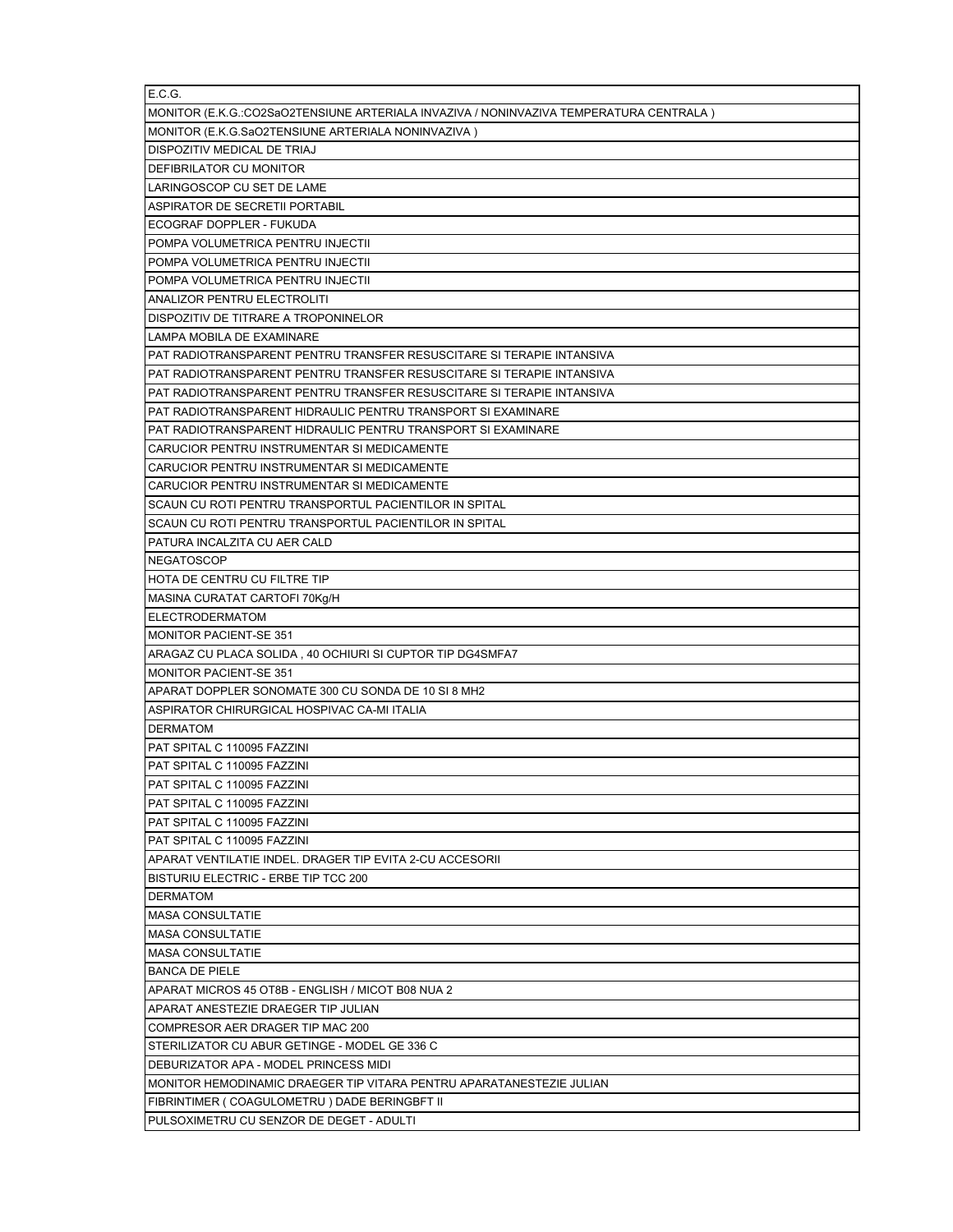| |
|---|
| E.C.G. |
| MONITOR (E.K.G.:CO2SaO2TENSIUNE ARTERIALA INVAZIVA / NONINVAZIVA TEMPERATURA CENTRALA ) |
| MONITOR (E.K.G.SaO2TENSIUNE ARTERIALA NONINVAZIVA ) |
| DISPOZITIV MEDICAL DE TRIAJ |
| DEFIBRILATOR CU MONITOR |
| LARINGOSCOP CU SET DE LAME |
| ASPIRATOR DE SECRETII PORTABIL |
| ECOGRAF DOPPLER - FUKUDA |
| POMPA VOLUMETRICA PENTRU INJECTII |
| POMPA VOLUMETRICA PENTRU INJECTII |
| POMPA VOLUMETRICA PENTRU INJECTII |
| ANALIZOR PENTRU ELECTROLITI |
| DISPOZITIV DE TITRARE A TROPONINELOR |
| LAMPA MOBILA DE EXAMINARE |
| PAT RADIOTRANSPARENT PENTRU TRANSFER RESUSCITARE SI TERAPIE INTANSIVA |
| PAT RADIOTRANSPARENT PENTRU TRANSFER RESUSCITARE SI TERAPIE INTANSIVA |
| PAT RADIOTRANSPARENT PENTRU TRANSFER RESUSCITARE SI TERAPIE INTANSIVA |
| PAT RADIOTRANSPARENT HIDRAULIC PENTRU TRANSPORT SI EXAMINARE |
| PAT RADIOTRANSPARENT HIDRAULIC PENTRU TRANSPORT SI EXAMINARE |
| CARUCIOR PENTRU INSTRUMENTAR SI MEDICAMENTE |
| CARUCIOR PENTRU INSTRUMENTAR SI MEDICAMENTE |
| CARUCIOR PENTRU INSTRUMENTAR SI MEDICAMENTE |
| SCAUN CU ROTI PENTRU TRANSPORTUL PACIENTILOR IN SPITAL |
| SCAUN CU ROTI PENTRU TRANSPORTUL PACIENTILOR IN SPITAL |
| PATURA INCALZITA CU AER CALD |
| NEGATOSCOP |
| HOTA DE CENTRU CU FILTRE TIP |
| MASINA CURATAT CARTOFI 70Kg/H |
| ELECTRODERMATOM |
| MONITOR PACIENT-SE 351 |
| ARAGAZ CU PLACA SOLIDA , 40 OCHIURI SI CUPTOR TIP DG4SMFA7 |
| MONITOR PACIENT-SE 351 |
| APARAT DOPPLER SONOMATE 300 CU SONDA DE 10 SI 8 MH2 |
| ASPIRATOR CHIRURGICAL HOSPIVAC CA-MI ITALIA |
| DERMATOM |
| PAT SPITAL C 110095 FAZZINI |
| PAT SPITAL C 110095 FAZZINI |
| PAT SPITAL C 110095 FAZZINI |
| PAT SPITAL C 110095 FAZZINI |
| PAT SPITAL C 110095 FAZZINI |
| PAT SPITAL C 110095 FAZZINI |
| APARAT VENTILATIE INDEL. DRAGER TIP EVITA 2-CU ACCESORII |
| BISTURIU ELECTRIC - ERBE TIP TCC 200 |
| DERMATOM |
| MASA CONSULTATIE |
| MASA CONSULTATIE |
| MASA CONSULTATIE |
| BANCA DE PIELE |
| APARAT MICROS 45 OT8B - ENGLISH / MICOT B08 NUA 2 |
| APARAT ANESTEZIE DRAEGER TIP JULIAN |
| COMPRESOR AER DRAGER TIP MAC 200 |
| STERILIZATOR CU ABUR GETINGE - MODEL GE 336 C |
| DEBURIZATOR APA - MODEL PRINCESS MIDI |
| MONITOR HEMODINAMIC DRAEGER TIP VITARA PENTRU APARATANESTEZIE JULIAN |
| FIBRINTIMER ( COAGULOMETRU ) DADE BERINGBFT II |
| PULSOXIMETRU CU SENZOR DE DEGET - ADULTI |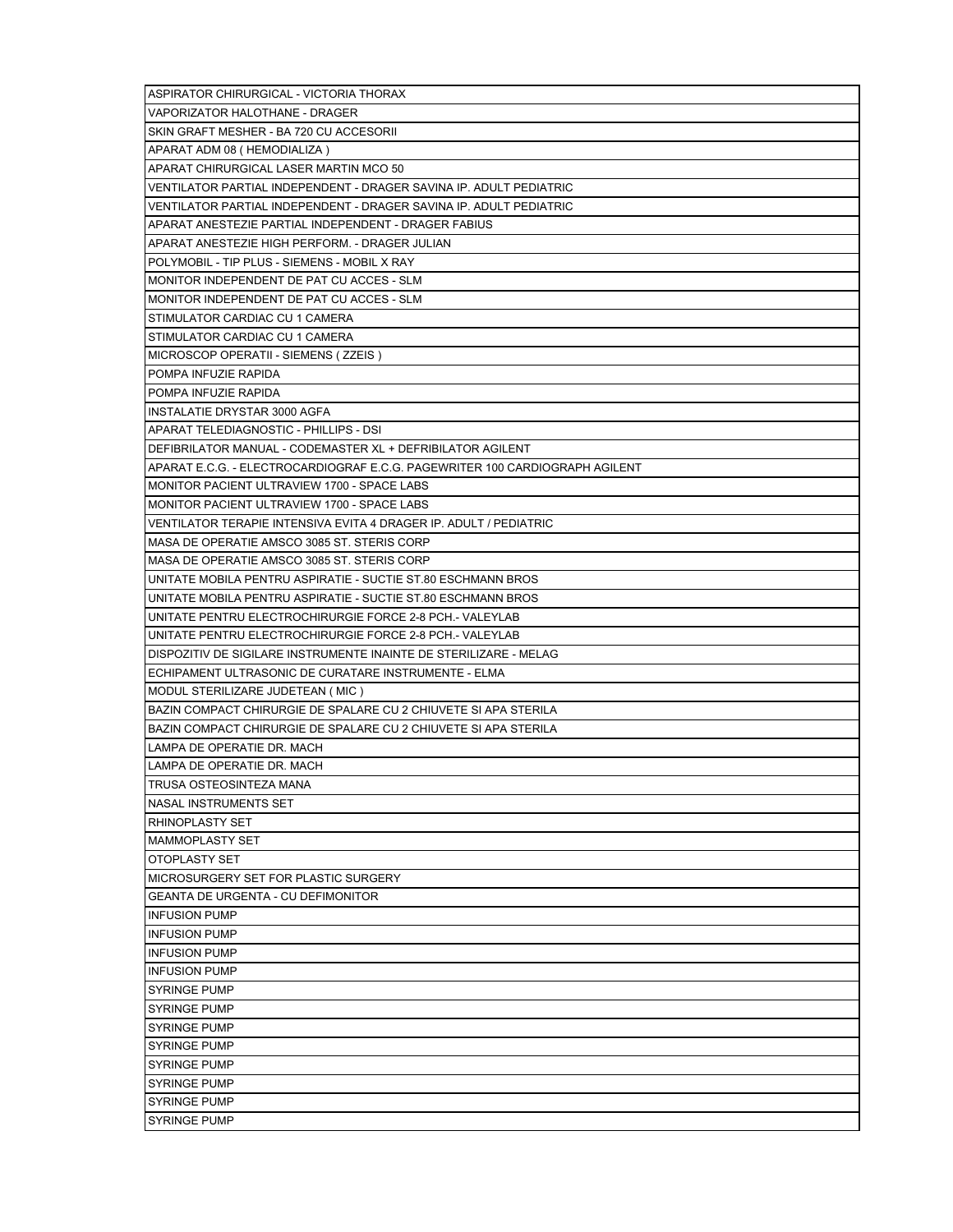| |
|---|
| ASPIRATOR CHIRURGICAL - VICTORIA THORAX |
| VAPORIZATOR HALOTHANE - DRAGER |
| SKIN GRAFT MESHER - BA 720 CU ACCESORII |
| APARAT ADM 08 ( HEMODIALIZA ) |
| APARAT CHIRURGICAL LASER MARTIN MCO 50 |
| VENTILATOR PARTIAL INDEPENDENT - DRAGER SAVINA IP. ADULT PEDIATRIC |
| VENTILATOR PARTIAL INDEPENDENT - DRAGER SAVINA IP. ADULT PEDIATRIC |
| APARAT ANESTEZIE PARTIAL INDEPENDENT - DRAGER FABIUS |
| APARAT ANESTEZIE HIGH PERFORM. - DRAGER JULIAN |
| POLYMOBIL - TIP PLUS - SIEMENS - MOBIL X RAY |
| MONITOR INDEPENDENT DE PAT CU ACCES - SLM |
| MONITOR INDEPENDENT DE PAT CU ACCES - SLM |
| STIMULATOR CARDIAC CU 1 CAMERA |
| STIMULATOR CARDIAC CU 1 CAMERA |
| MICROSCOP OPERATII - SIEMENS ( ZZEIS ) |
| POMPA INFUZIE RAPIDA |
| POMPA INFUZIE RAPIDA |
| INSTALATIE DRYSTAR 3000 AGFA |
| APARAT TELEDIAGNOSTIC - PHILLIPS - DSI |
| DEFIBRILATOR MANUAL - CODEMASTER XL + DEFRIBILATOR AGILENT |
| APARAT E.C.G. - ELECTROCARDIOGRAF E.C.G. PAGEWRITER 100 CARDIOGRAPH AGILENT |
| MONITOR PACIENT ULTRAVIEW 1700 - SPACE LABS |
| MONITOR PACIENT ULTRAVIEW 1700 - SPACE LABS |
| VENTILATOR TERAPIE INTENSIVA EVITA 4 DRAGER IP. ADULT / PEDIATRIC |
| MASA DE OPERATIE AMSCO 3085 ST. STERIS CORP |
| MASA DE OPERATIE AMSCO 3085 ST. STERIS CORP |
| UNITATE MOBILA PENTRU ASPIRATIE - SUCTIE ST.80 ESCHMANN BROS |
| UNITATE MOBILA PENTRU ASPIRATIE - SUCTIE ST.80 ESCHMANN BROS |
| UNITATE PENTRU ELECTROCHIRURGIE FORCE 2-8 PCH.- VALEYLAB |
| UNITATE PENTRU ELECTROCHIRURGIE FORCE 2-8 PCH.- VALEYLAB |
| DISPOZITIV DE SIGILARE INSTRUMENTE INAINTE DE STERILIZARE - MELAG |
| ECHIPAMENT ULTRASONIC DE CURATARE INSTRUMENTE - ELMA |
| MODUL STERILIZARE JUDETEAN ( MIC ) |
| BAZIN COMPACT CHIRURGIE DE SPALARE CU 2 CHIUVETE SI APA STERILA |
| BAZIN COMPACT CHIRURGIE DE SPALARE CU 2 CHIUVETE SI APA STERILA |
| LAMPA DE OPERATIE DR. MACH |
| LAMPA DE OPERATIE DR. MACH |
| TRUSA OSTEOSINTEZA MANA |
| NASAL INSTRUMENTS SET |
| RHINOPLASTY SET |
| MAMMOPLASTY SET |
| OTOPLASTY SET |
| MICROSURGERY SET FOR PLASTIC SURGERY |
| GEANTA DE URGENTA - CU DEFIMONITOR |
| INFUSION PUMP |
| INFUSION PUMP |
| INFUSION PUMP |
| INFUSION PUMP |
| SYRINGE PUMP |
| SYRINGE PUMP |
| SYRINGE PUMP |
| SYRINGE PUMP |
| SYRINGE PUMP |
| SYRINGE PUMP |
| SYRINGE PUMP |
| SYRINGE PUMP |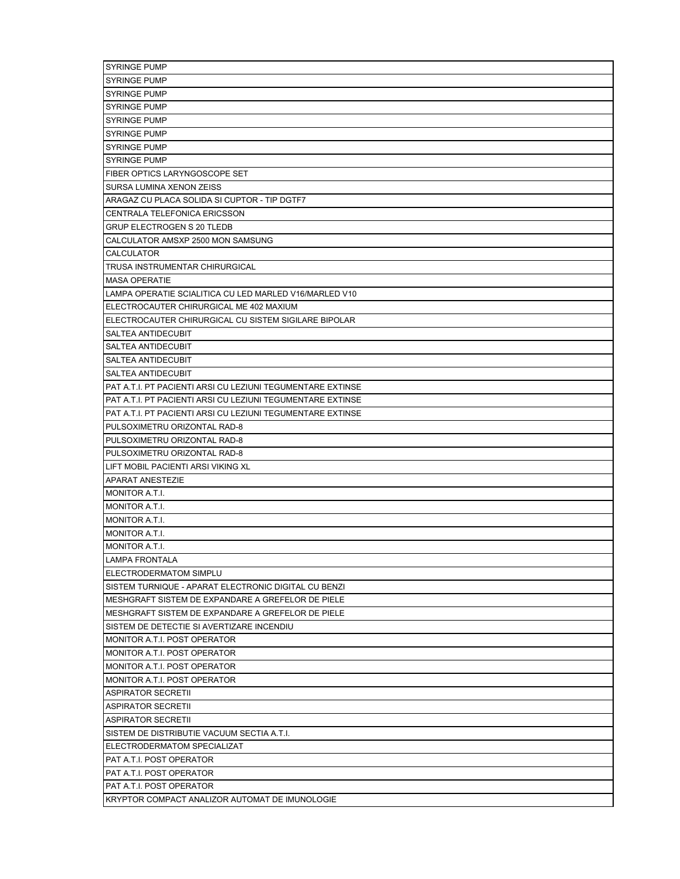| SYRINGE PUMP |
|---|
| SYRINGE PUMP |
| SYRINGE PUMP |
| SYRINGE PUMP |
| SYRINGE PUMP |
| SYRINGE PUMP |
| SYRINGE PUMP |
| SYRINGE PUMP |
| FIBER OPTICS LARYNGOSCOPE SET |
| SURSA LUMINA XENON ZEISS |
| ARAGAZ CU PLACA SOLIDA SI CUPTOR - TIP DGTF7 |
| CENTRALA TELEFONICA ERICSSON |
| GRUP ELECTROGEN S 20 TLEDB |
| CALCULATOR AMSXP 2500 MON SAMSUNG |
| CALCULATOR |
| TRUSA INSTRUMENTAR CHIRURGICAL |
| MASA OPERATIE |
| LAMPA OPERATIE SCIALITICA CU LED MARLED V16/MARLED V10 |
| ELECTROCAUTER CHIRURGICAL ME 402 MAXIUM |
| ELECTROCAUTER CHIRURGICAL CU SISTEM SIGILARE BIPOLAR |
| SALTEA ANTIDECUBIT |
| SALTEA ANTIDECUBIT |
| SALTEA ANTIDECUBIT |
| SALTEA ANTIDECUBIT |
| PAT A.T.I. PT PACIENTI ARSI CU LEZIUNI TEGUMENTARE EXTINSE |
| PAT A.T.I. PT PACIENTI ARSI CU LEZIUNI TEGUMENTARE EXTINSE |
| PAT A.T.I. PT PACIENTI ARSI CU LEZIUNI TEGUMENTARE EXTINSE |
| PULSOXIMETRU ORIZONTAL RAD-8 |
| PULSOXIMETRU ORIZONTAL RAD-8 |
| PULSOXIMETRU ORIZONTAL RAD-8 |
| LIFT MOBIL PACIENTI ARSI VIKING XL |
| APARAT ANESTEZIE |
| MONITOR A.T.I. |
| MONITOR A.T.I. |
| MONITOR A.T.I. |
| MONITOR A.T.I. |
| MONITOR A.T.I. |
| LAMPA FRONTALA |
| ELECTRODERMATOM SIMPLU |
| SISTEM TURNIQUE - APARAT ELECTRONIC DIGITAL CU BENZI |
| MESHGRAFT SISTEM DE EXPANDARE A GREFELOR DE PIELE |
| MESHGRAFT SISTEM DE EXPANDARE A GREFELOR DE PIELE |
| SISTEM DE DETECTIE SI AVERTIZARE INCENDIU |
| MONITOR A.T.I. POST OPERATOR |
| MONITOR A.T.I. POST OPERATOR |
| MONITOR A.T.I. POST OPERATOR |
| MONITOR A.T.I. POST OPERATOR |
| ASPIRATOR SECRETII |
| ASPIRATOR SECRETII |
| ASPIRATOR SECRETII |
| SISTEM DE DISTRIBUTIE VACUUM SECTIA A.T.I. |
| ELECTRODERMATOM SPECIALIZAT |
| PAT A.T.I. POST OPERATOR |
| PAT A.T.I. POST OPERATOR |
| PAT A.T.I. POST OPERATOR |
| KRYPTOR COMPACT ANALIZOR AUTOMAT DE IMUNOLOGIE |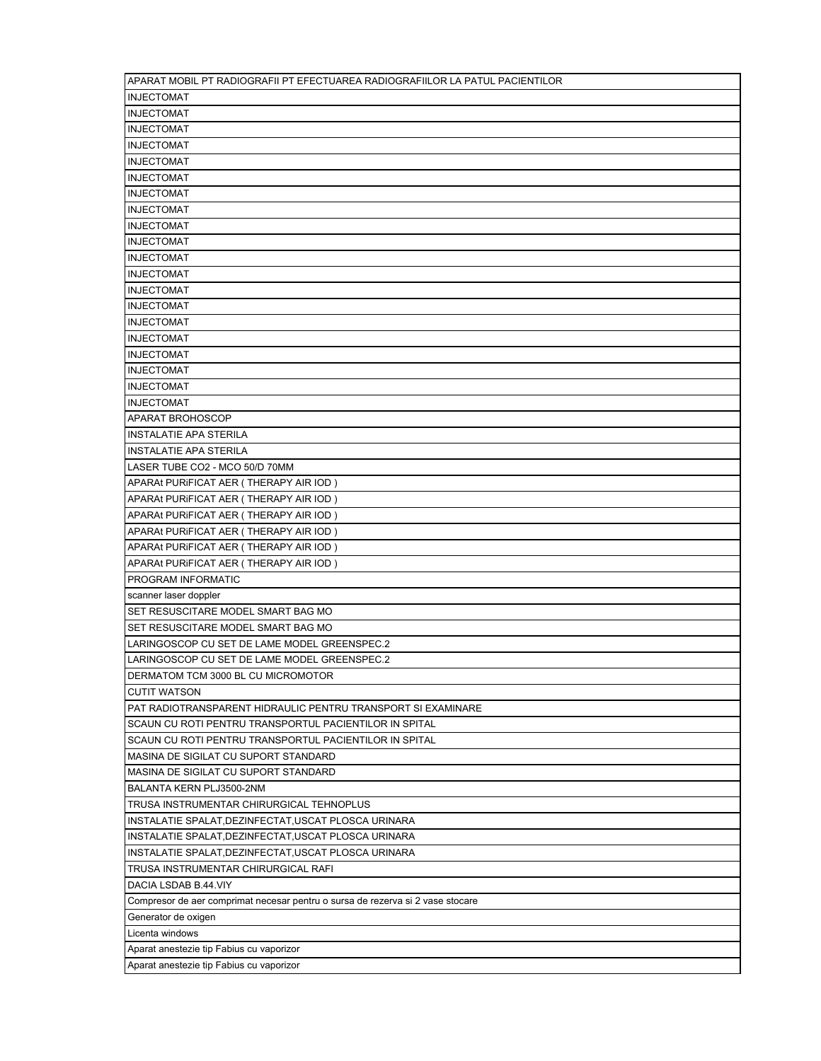| APARAT MOBIL PT RADIOGRAFII PT EFECTUAREA RADIOGRAFIILOR LA PATUL PACIENTILOR |
| --- |
| INJECTOMAT |
| INJECTOMAT |
| INJECTOMAT |
| INJECTOMAT |
| INJECTOMAT |
| INJECTOMAT |
| INJECTOMAT |
| INJECTOMAT |
| INJECTOMAT |
| INJECTOMAT |
| INJECTOMAT |
| INJECTOMAT |
| INJECTOMAT |
| INJECTOMAT |
| INJECTOMAT |
| INJECTOMAT |
| INJECTOMAT |
| INJECTOMAT |
| INJECTOMAT |
| INJECTOMAT |
| APARAT BROHOSCOP |
| INSTALATIE APA STERILA |
| INSTALATIE APA STERILA |
| LASER TUBE CO2 - MCO 50/D 70MM |
| APARAt PURiFICAT AER ( THERAPY AIR IOD ) |
| APARAt PURiFICAT AER ( THERAPY AIR IOD ) |
| APARAt PURiFICAT AER ( THERAPY AIR IOD ) |
| APARAt PURiFICAT AER ( THERAPY AIR IOD ) |
| APARAt PURiFICAT AER ( THERAPY AIR IOD ) |
| APARAt PURiFICAT AER ( THERAPY AIR IOD ) |
| PROGRAM INFORMATIC |
| scanner laser doppler |
| SET RESUSCITARE MODEL SMART BAG MO |
| SET RESUSCITARE MODEL SMART BAG MO |
| LARINGOSCOP CU SET DE LAME MODEL GREENSPEC.2 |
| LARINGOSCOP CU SET DE LAME MODEL GREENSPEC.2 |
| DERMATOM TCM 3000 BL CU MICROMOTOR |
| CUTIT WATSON |
| PAT RADIOTRANSPARENT HIDRAULIC PENTRU TRANSPORT SI EXAMINARE |
| SCAUN CU ROTI PENTRU TRANSPORTUL PACIENTILOR IN SPITAL |
| SCAUN CU ROTI PENTRU TRANSPORTUL PACIENTILOR IN SPITAL |
| MASINA DE SIGILAT CU SUPORT STANDARD |
| MASINA DE SIGILAT CU SUPORT STANDARD |
| BALANTA KERN PLJ3500-2NM |
| TRUSA INSTRUMENTAR CHIRURGICAL TEHNOPLUS |
| INSTALATIE SPALAT,DEZINFECTAT,USCAT PLOSCA URINARA |
| INSTALATIE SPALAT,DEZINFECTAT,USCAT PLOSCA URINARA |
| INSTALATIE SPALAT,DEZINFECTAT,USCAT PLOSCA URINARA |
| TRUSA INSTRUMENTAR CHIRURGICAL RAFI |
| DACIA LSDAB B.44.VIY |
| Compresor de aer comprimat necesar pentru o sursa de rezerva si 2 vase stocare |
| Generator de oxigen |
| Licenta windows |
| Aparat anestezie tip Fabius cu vaporizor |
| Aparat anestezie tip Fabius cu vaporizor |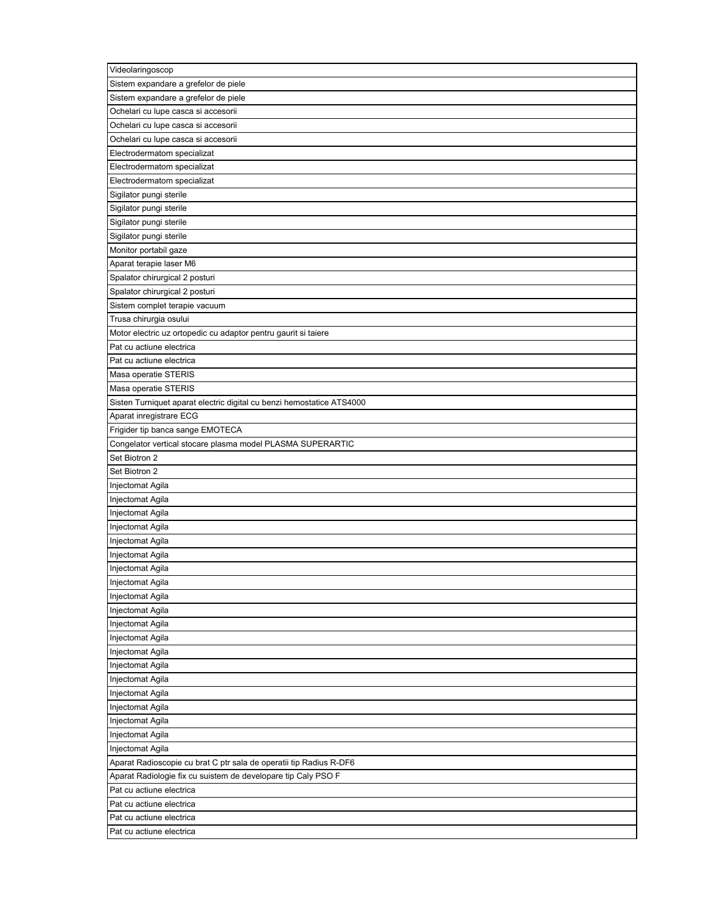| Videolaringoscop |
| --- |
| Sistem expandare a grefelor de piele |
| Sistem expandare a grefelor de piele |
| Ochelari cu lupe casca si accesorii |
| Ochelari cu lupe casca si accesorii |
| Ochelari cu lupe casca si accesorii |
| Electrodermatom specializat |
| Electrodermatom specializat |
| Electrodermatom specializat |
| Sigilator pungi sterile |
| Sigilator pungi sterile |
| Sigilator pungi sterile |
| Sigilator pungi sterile |
| Monitor portabil gaze |
| Aparat terapie laser M6 |
| Spalator chirurgical 2 posturi |
| Spalator chirurgical 2 posturi |
| Sistem complet terapie vacuum |
| Trusa chirurgia osului |
| Motor electric uz ortopedic cu adaptor pentru gaurit si taiere |
| Pat cu actiune electrica |
| Pat cu actiune electrica |
| Masa operatie STERIS |
| Masa operatie STERIS |
| Sisten Turniquet aparat electric digital cu benzi hemostatice ATS4000 |
| Aparat inregistrare ECG |
| Frigider tip banca sange EMOTECA |
| Congelator vertical stocare plasma model PLASMA SUPERARTIC |
| Set Biotron 2 |
| Set Biotron 2 |
| Injectomat Agila |
| Injectomat Agila |
| Injectomat Agila |
| Injectomat Agila |
| Injectomat Agila |
| Injectomat Agila |
| Injectomat Agila |
| Injectomat Agila |
| Injectomat Agila |
| Injectomat Agila |
| Injectomat Agila |
| Injectomat Agila |
| Injectomat Agila |
| Injectomat Agila |
| Injectomat Agila |
| Injectomat Agila |
| Injectomat Agila |
| Injectomat Agila |
| Injectomat Agila |
| Injectomat Agila |
| Aparat Radioscopie cu brat C ptr sala de operatii tip Radius R-DF6 |
| Aparat Radiologie fix cu suistem de developare tip Caly PSO F |
| Pat cu actiune electrica |
| Pat cu actiune electrica |
| Pat cu actiune electrica |
| Pat cu actiune electrica |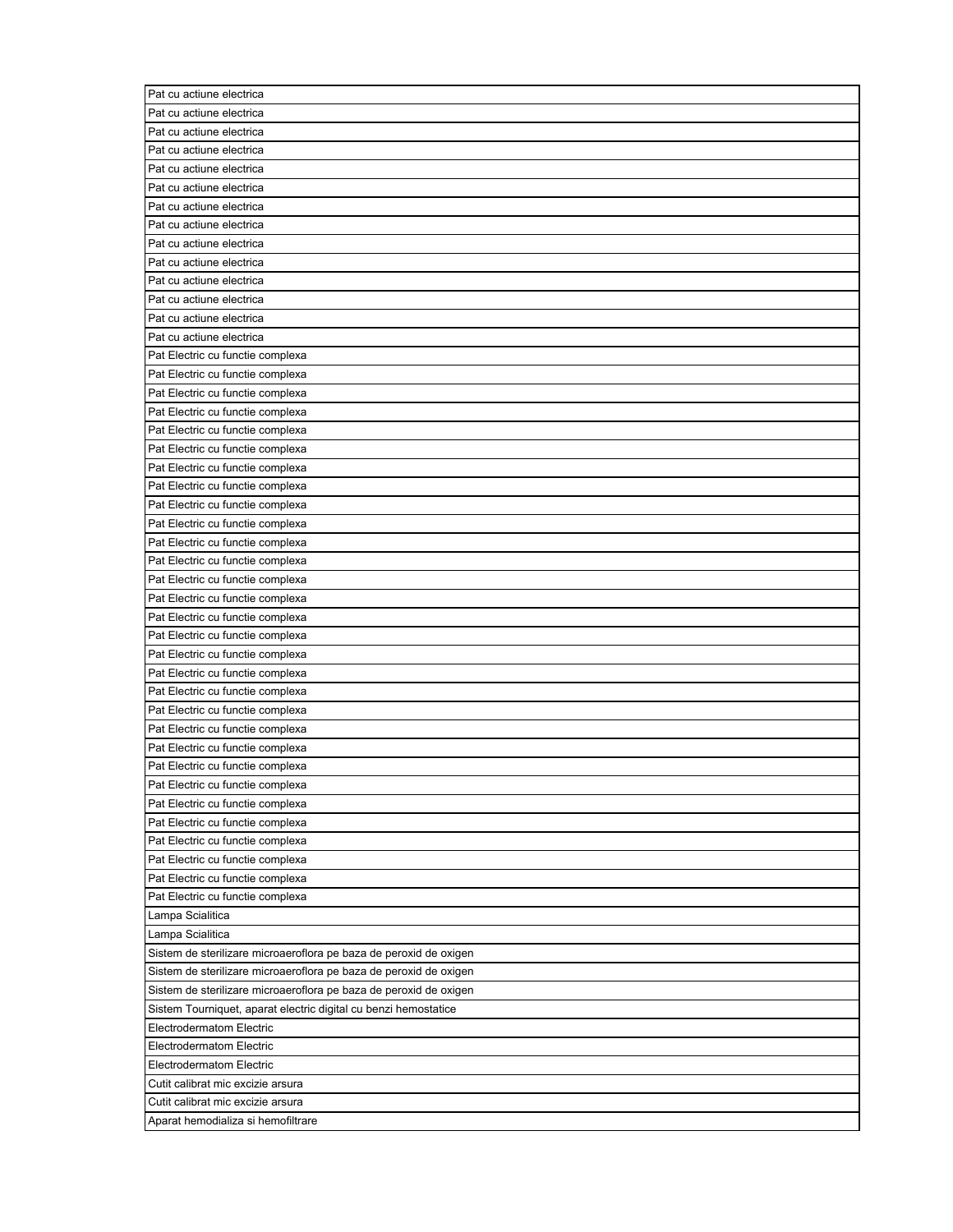| Pat cu actiune electrica |
| --- |
| Pat cu actiune electrica |
| Pat cu actiune electrica |
| Pat cu actiune electrica |
| Pat cu actiune electrica |
| Pat cu actiune electrica |
| Pat cu actiune electrica |
| Pat cu actiune electrica |
| Pat cu actiune electrica |
| Pat cu actiune electrica |
| Pat cu actiune electrica |
| Pat cu actiune electrica |
| Pat cu actiune electrica |
| Pat cu actiune electrica |
| Pat Electric cu functie complexa |
| Pat Electric cu functie complexa |
| Pat Electric cu functie complexa |
| Pat Electric cu functie complexa |
| Pat Electric cu functie complexa |
| Pat Electric cu functie complexa |
| Pat Electric cu functie complexa |
| Pat Electric cu functie complexa |
| Pat Electric cu functie complexa |
| Pat Electric cu functie complexa |
| Pat Electric cu functie complexa |
| Pat Electric cu functie complexa |
| Pat Electric cu functie complexa |
| Pat Electric cu functie complexa |
| Pat Electric cu functie complexa |
| Pat Electric cu functie complexa |
| Pat Electric cu functie complexa |
| Pat Electric cu functie complexa |
| Pat Electric cu functie complexa |
| Pat Electric cu functie complexa |
| Pat Electric cu functie complexa |
| Pat Electric cu functie complexa |
| Pat Electric cu functie complexa |
| Pat Electric cu functie complexa |
| Pat Electric cu functie complexa |
| Pat Electric cu functie complexa |
| Pat Electric cu functie complexa |
| Pat Electric cu functie complexa |
| Pat Electric cu functie complexa |
| Pat Electric cu functie complexa |
| Lampa Scialitica |
| Lampa Scialitica |
| Sistem de sterilizare microaeroflora pe baza de peroxid de oxigen |
| Sistem de sterilizare microaeroflora pe baza de peroxid de oxigen |
| Sistem de sterilizare microaeroflora pe baza de peroxid de oxigen |
| Sistem Tourniquet, aparat electric digital cu benzi hemostatice |
| Electrodermatom Electric |
| Electrodermatom Electric |
| Electrodermatom Electric |
| Cutit calibrat mic excizie arsura |
| Cutit calibrat mic excizie arsura |
| Aparat hemodializa si hemofiltrare |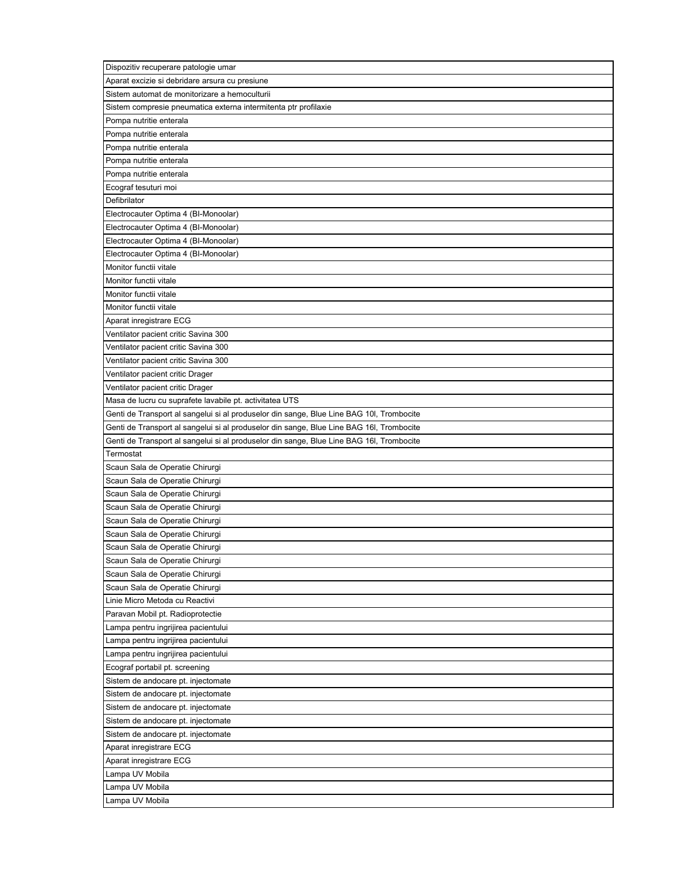| Dispozitiv recuperare patologie umar |
|---|
| Aparat excizie si debridare arsura cu presiune |
| Sistem automat de monitorizare a hemoculturii |
| Sistem compresie pneumatica externa intermitenta ptr profilaxie |
| Pompa nutritie enterala |
| Pompa nutritie enterala |
| Pompa nutritie enterala |
| Pompa nutritie enterala |
| Pompa nutritie enterala |
| Ecograf tesuturi moi |
| Defibrilator |
| Electrocauter Optima 4 (BI-Monoolar) |
| Electrocauter Optima 4 (BI-Monoolar) |
| Electrocauter Optima 4 (BI-Monoolar) |
| Electrocauter Optima 4 (BI-Monoolar) |
| Monitor functii vitale |
| Monitor functii vitale |
| Monitor functii vitale |
| Monitor functii vitale |
| Aparat inregistrare ECG |
| Ventilator pacient critic Savina 300 |
| Ventilator pacient critic Savina 300 |
| Ventilator pacient critic Savina 300 |
| Ventilator pacient critic Drager |
| Ventilator pacient critic Drager |
| Masa de lucru cu suprafete lavabile pt. activitatea UTS |
| Genti de Transport al sangelui si al produselor din sange, Blue Line BAG 10l, Trombocite |
| Genti de Transport al sangelui si al produselor din sange, Blue Line BAG 16l, Trombocite |
| Genti de Transport al sangelui si al produselor din sange, Blue Line BAG 16l, Trombocite |
| Termostat |
| Scaun Sala de Operatie Chirurgi |
| Scaun Sala de Operatie Chirurgi |
| Scaun Sala de Operatie Chirurgi |
| Scaun Sala de Operatie Chirurgi |
| Scaun Sala de Operatie Chirurgi |
| Scaun Sala de Operatie Chirurgi |
| Scaun Sala de Operatie Chirurgi |
| Scaun Sala de Operatie Chirurgi |
| Scaun Sala de Operatie Chirurgi |
| Scaun Sala de Operatie Chirurgi |
| Linie Micro Metoda cu Reactivi |
| Paravan Mobil pt. Radioprotectie |
| Lampa pentru ingrijirea pacientului |
| Lampa pentru ingrijirea pacientului |
| Lampa pentru ingrijirea pacientului |
| Ecograf portabil pt. screening |
| Sistem de andocare pt. injectomate |
| Sistem de andocare pt. injectomate |
| Sistem de andocare pt. injectomate |
| Sistem de andocare pt. injectomate |
| Sistem de andocare pt. injectomate |
| Aparat inregistrare ECG |
| Aparat inregistrare ECG |
| Lampa UV Mobila |
| Lampa UV Mobila |
| Lampa UV Mobila |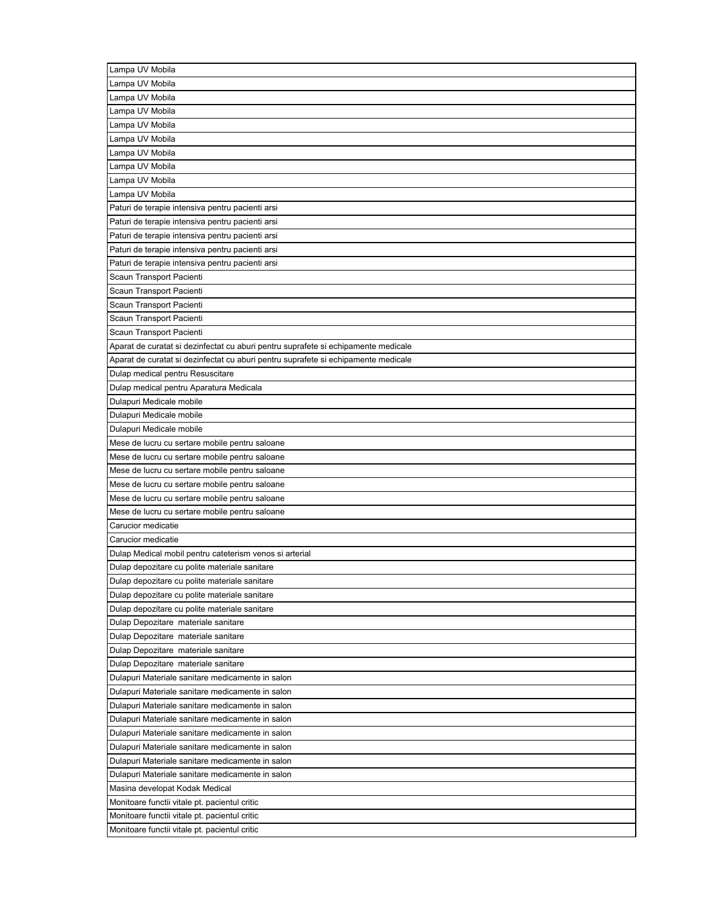| Lampa UV Mobila |
| --- |
| Lampa UV Mobila |
| Lampa UV Mobila |
| Lampa UV Mobila |
| Lampa UV Mobila |
| Lampa UV Mobila |
| Lampa UV Mobila |
| Lampa UV Mobila |
| Lampa UV Mobila |
| Lampa UV Mobila |
| Paturi de terapie intensiva pentru pacienti arsi |
| Paturi de terapie intensiva pentru pacienti arsi |
| Paturi de terapie intensiva pentru pacienti arsi |
| Paturi de terapie intensiva pentru pacienti arsi |
| Paturi de terapie intensiva pentru pacienti arsi |
| Scaun Transport Pacienti |
| Scaun Transport Pacienti |
| Scaun Transport Pacienti |
| Scaun Transport Pacienti |
| Scaun Transport Pacienti |
| Aparat de curatat si dezinfectat cu aburi pentru suprafete si echipamente medicale |
| Aparat de curatat si dezinfectat cu aburi pentru suprafete si echipamente medicale |
| Dulap medical pentru Resuscitare |
| Dulap medical pentru Aparatura Medicala |
| Dulapuri Medicale mobile |
| Dulapuri Medicale mobile |
| Dulapuri Medicale mobile |
| Mese de lucru cu sertare mobile pentru saloane |
| Mese de lucru cu sertare mobile pentru saloane |
| Mese de lucru cu sertare mobile pentru saloane |
| Mese de lucru cu sertare mobile pentru saloane |
| Mese de lucru cu sertare mobile pentru saloane |
| Mese de lucru cu sertare mobile pentru saloane |
| Carucior medicatie |
| Carucior medicatie |
| Dulap Medical mobil pentru cateterism venos si arterial |
| Dulap depozitare cu polite materiale sanitare |
| Dulap depozitare cu polite materiale sanitare |
| Dulap depozitare cu polite materiale sanitare |
| Dulap depozitare cu polite materiale sanitare |
| Dulap Depozitare  materiale sanitare |
| Dulap Depozitare  materiale sanitare |
| Dulap Depozitare  materiale sanitare |
| Dulap Depozitare  materiale sanitare |
| Dulapuri Materiale sanitare medicamente in salon |
| Dulapuri Materiale sanitare medicamente in salon |
| Dulapuri Materiale sanitare medicamente in salon |
| Dulapuri Materiale sanitare medicamente in salon |
| Dulapuri Materiale sanitare medicamente in salon |
| Dulapuri Materiale sanitare medicamente in salon |
| Dulapuri Materiale sanitare medicamente in salon |
| Dulapuri Materiale sanitare medicamente in salon |
| Masina developat Kodak Medical |
| Monitoare functii vitale pt. pacientul critic |
| Monitoare functii vitale pt. pacientul critic |
| Monitoare functii vitale pt. pacientul critic |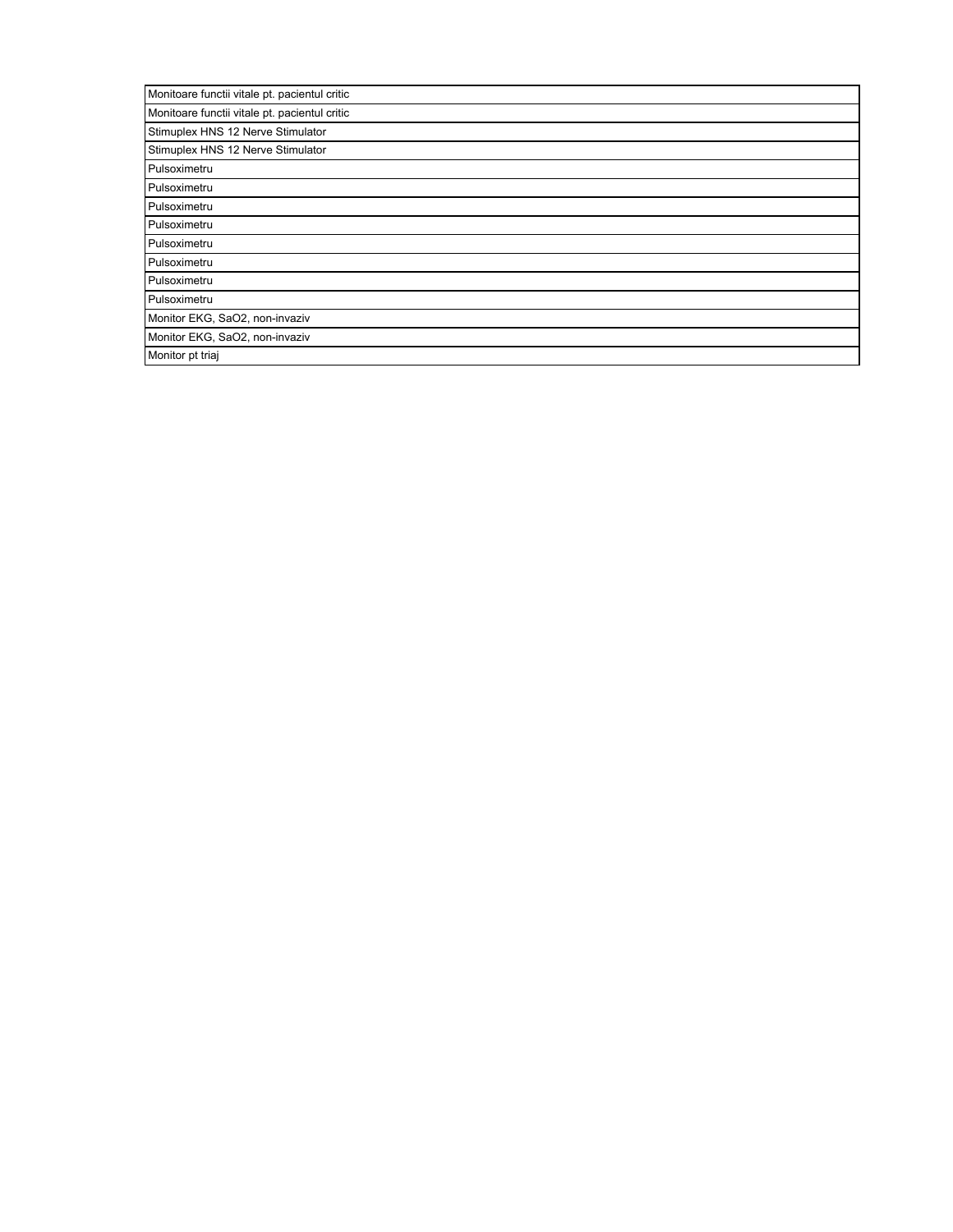| |
|---|
| Monitoare functii vitale pt. pacientul critic |
| Monitoare functii vitale pt. pacientul critic |
| Stimuplex HNS 12 Nerve Stimulator |
| Stimuplex HNS 12 Nerve Stimulator |
| Pulsoximetru |
| Pulsoximetru |
| Pulsoximetru |
| Pulsoximetru |
| Pulsoximetru |
| Pulsoximetru |
| Pulsoximetru |
| Pulsoximetru |
| Monitor EKG, SaO2, non-invaziv |
| Monitor EKG, SaO2, non-invaziv |
| Monitor pt triaj |